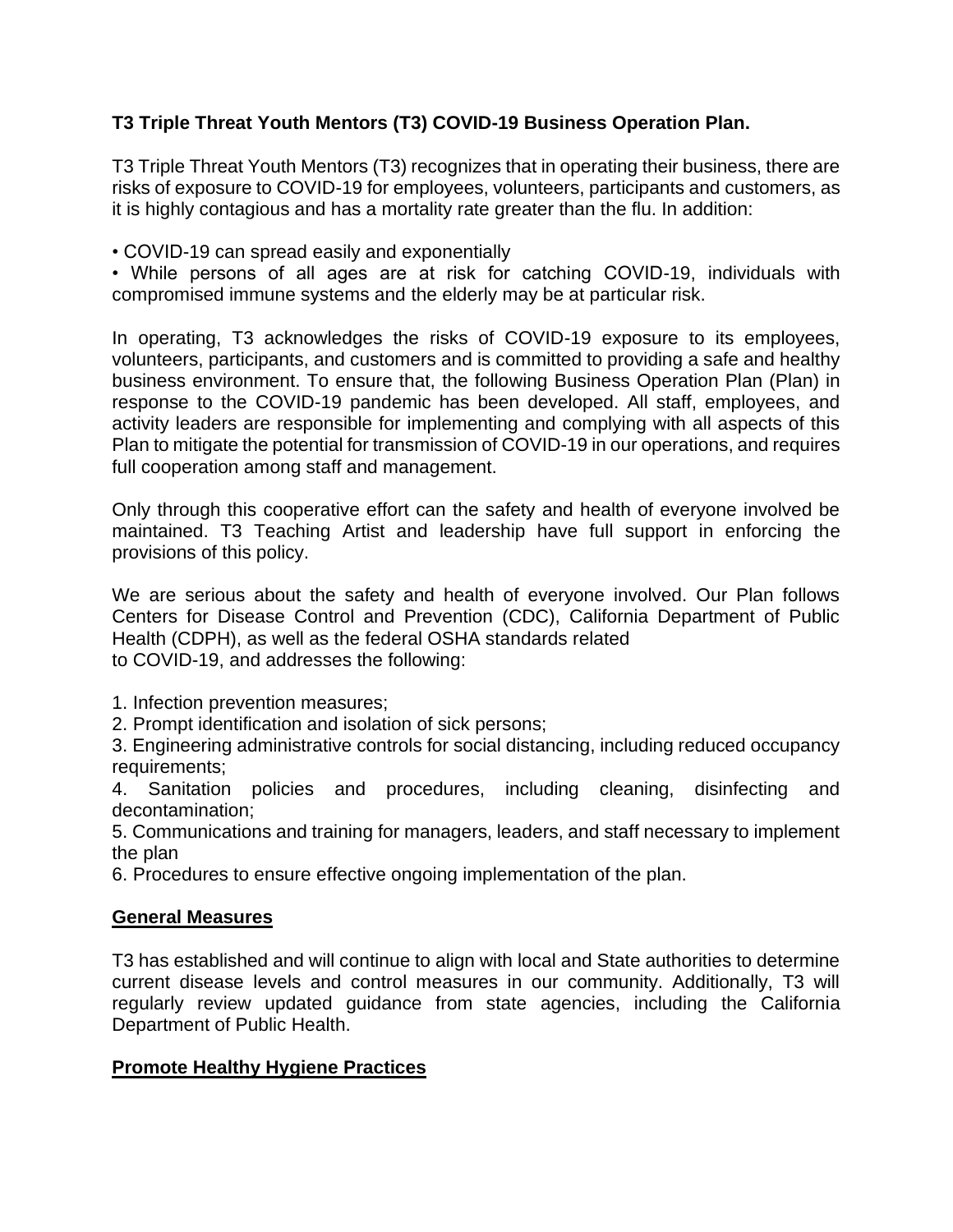**T3 Triple Threat Youth Mentors (T3) COVID-19 Business Operation Plan.**

T3 Triple Threat Youth Mentors (T3) recognizes that in operating their business, there are risks of exposure to COVID-19 for employees, volunteers, participants and customers, as it is highly contagious and has a mortality rate greater than the flu. In addition:

- COVID-19 can spread easily and exponentially
- While persons of all ages are at risk for catching COVID-19, individuals with compromised immune systems and the elderly may be at particular risk.

In operating, T3 acknowledges the risks of COVID-19 exposure to its employees, volunteers, participants, and customers and is committed to providing a safe and healthy business environment. To ensure that, the following Business Operation Plan (Plan) in response to the COVID-19 pandemic has been developed. All staff, employees, and activity leaders are responsible for implementing and complying with all aspects of this Plan to mitigate the potential for transmission of COVID-19 in our operations, and requires full cooperation among staff and management.

Only through this cooperative effort can the safety and health of everyone involved be maintained. T3 Teaching Artist and leadership have full support in enforcing the provisions of this policy.

We are serious about the safety and health of everyone involved. Our Plan follows Centers for Disease Control and Prevention (CDC), California Department of Public Health (CDPH), as well as the federal OSHA standards related to COVID-19, and addresses the following:

1. Infection prevention measures;
2. Prompt identification and isolation of sick persons;
3. Engineering administrative controls for social distancing, including reduced occupancy requirements;
4. Sanitation policies and procedures, including cleaning, disinfecting and decontamination;
5. Communications and training for managers, leaders, and staff necessary to implement the plan
6. Procedures to ensure effective ongoing implementation of the plan.

## General Measures

T3 has established and will continue to align with local and State authorities to determine current disease levels and control measures in our community. Additionally, T3 will regularly review updated guidance from state agencies, including the California Department of Public Health.

## Promote Healthy Hygiene Practices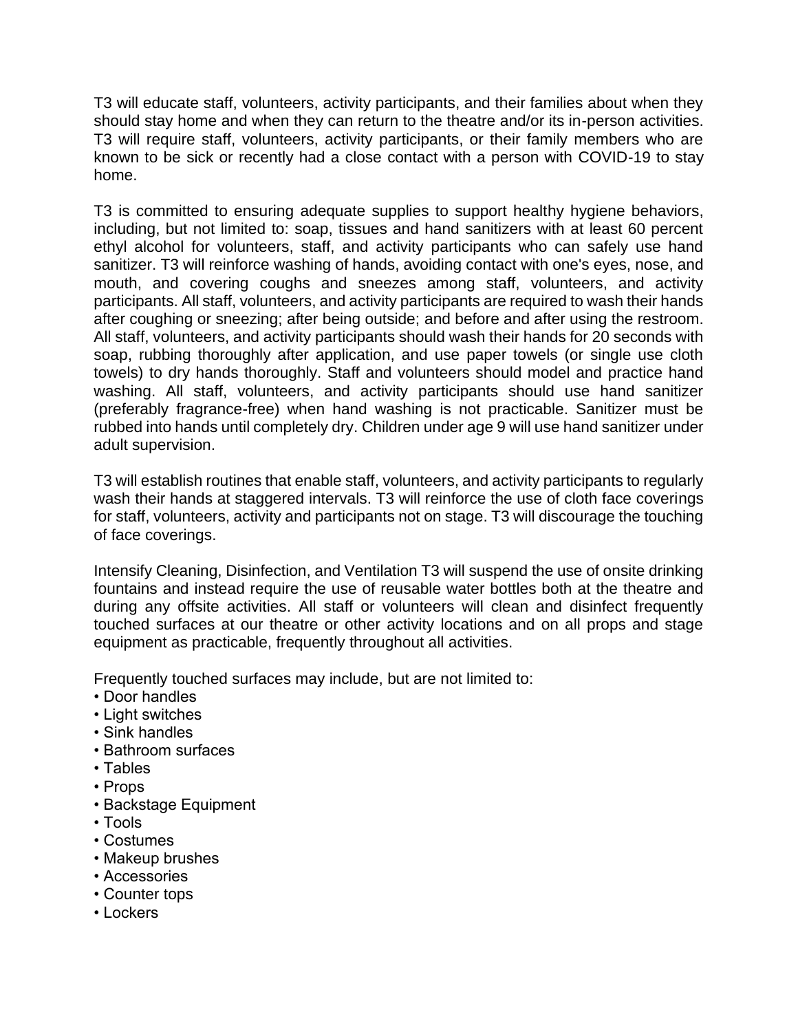T3 will educate staff, volunteers, activity participants, and their families about when they should stay home and when they can return to the theatre and/or its in-person activities. T3 will require staff, volunteers, activity participants, or their family members who are known to be sick or recently had a close contact with a person with COVID-19 to stay home.

T3 is committed to ensuring adequate supplies to support healthy hygiene behaviors, including, but not limited to: soap, tissues and hand sanitizers with at least 60 percent ethyl alcohol for volunteers, staff, and activity participants who can safely use hand sanitizer. T3 will reinforce washing of hands, avoiding contact with one's eyes, nose, and mouth, and covering coughs and sneezes among staff, volunteers, and activity participants. All staff, volunteers, and activity participants are required to wash their hands after coughing or sneezing; after being outside; and before and after using the restroom. All staff, volunteers, and activity participants should wash their hands for 20 seconds with soap, rubbing thoroughly after application, and use paper towels (or single use cloth towels) to dry hands thoroughly. Staff and volunteers should model and practice hand washing. All staff, volunteers, and activity participants should use hand sanitizer (preferably fragrance-free) when hand washing is not practicable. Sanitizer must be rubbed into hands until completely dry. Children under age 9 will use hand sanitizer under adult supervision.

T3 will establish routines that enable staff, volunteers, and activity participants to regularly wash their hands at staggered intervals. T3 will reinforce the use of cloth face coverings for staff, volunteers, activity and participants not on stage. T3 will discourage the touching of face coverings.

Intensify Cleaning, Disinfection, and Ventilation T3 will suspend the use of onsite drinking fountains and instead require the use of reusable water bottles both at the theatre and during any offsite activities. All staff or volunteers will clean and disinfect frequently touched surfaces at our theatre or other activity locations and on all props and stage equipment as practicable, frequently throughout all activities.

Frequently touched surfaces may include, but are not limited to:

- Door handles
- Light switches
- Sink handles
- Bathroom surfaces
- Tables
- Props
- Backstage Equipment
- Tools
- Costumes
- Makeup brushes
- Accessories
- Counter tops
- Lockers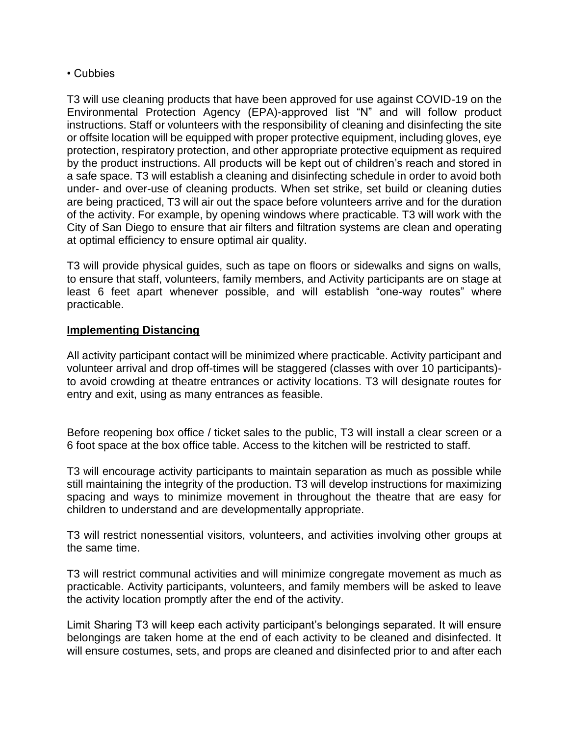• Cubbies

T3 will use cleaning products that have been approved for use against COVID-19 on the Environmental Protection Agency (EPA)-approved list “N” and will follow product instructions. Staff or volunteers with the responsibility of cleaning and disinfecting the site or offsite location will be equipped with proper protective equipment, including gloves, eye protection, respiratory protection, and other appropriate protective equipment as required by the product instructions. All products will be kept out of children’s reach and stored in a safe space. T3 will establish a cleaning and disinfecting schedule in order to avoid both under- and over-use of cleaning products. When set strike, set build or cleaning duties are being practiced, T3 will air out the space before volunteers arrive and for the duration of the activity. For example, by opening windows where practicable. T3 will work with the City of San Diego to ensure that air filters and filtration systems are clean and operating at optimal efficiency to ensure optimal air quality.

T3 will provide physical guides, such as tape on floors or sidewalks and signs on walls, to ensure that staff, volunteers, family members, and Activity participants are on stage at least 6 feet apart whenever possible, and will establish “one-way routes” where practicable.

**Implementing Distancing**

All activity participant contact will be minimized where practicable. Activity participant and volunteer arrival and drop off-times will be staggered (classes with over 10 participants)- to avoid crowding at theatre entrances or activity locations. T3 will designate routes for entry and exit, using as many entrances as feasible.

Before reopening box office / ticket sales to the public, T3 will install a clear screen or a 6 foot space at the box office table. Access to the kitchen will be restricted to staff.

T3 will encourage activity participants to maintain separation as much as possible while still maintaining the integrity of the production. T3 will develop instructions for maximizing spacing and ways to minimize movement in throughout the theatre that are easy for children to understand and are developmentally appropriate.

T3 will restrict nonessential visitors, volunteers, and activities involving other groups at the same time.

T3 will restrict communal activities and will minimize congregate movement as much as practicable. Activity participants, volunteers, and family members will be asked to leave the activity location promptly after the end of the activity.

Limit Sharing T3 will keep each activity participant’s belongings separated. It will ensure belongings are taken home at the end of each activity to be cleaned and disinfected. It will ensure costumes, sets, and props are cleaned and disinfected prior to and after each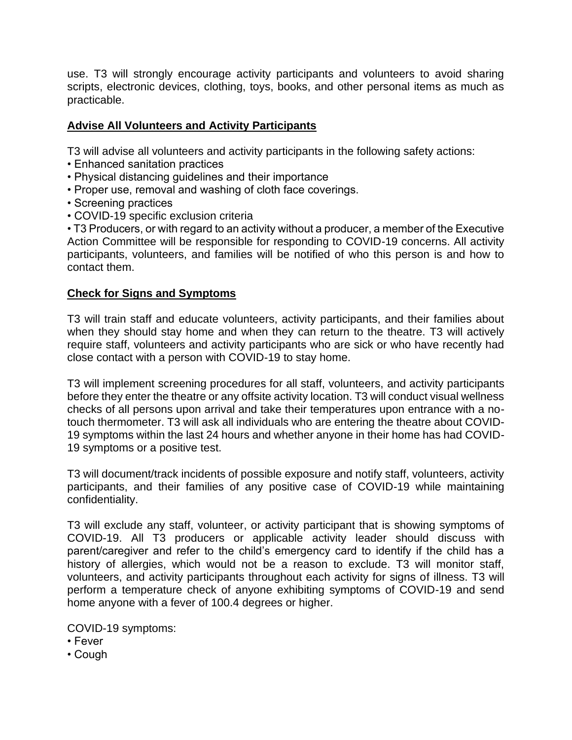use. T3 will strongly encourage activity participants and volunteers to avoid sharing scripts, electronic devices, clothing, toys, books, and other personal items as much as practicable.

## **Advise All Volunteers and Activity Participants**

T3 will advise all volunteers and activity participants in the following safety actions:

- Enhanced sanitation practices
- Physical distancing guidelines and their importance
- Proper use, removal and washing of cloth face coverings.
- Screening practices
- COVID-19 specific exclusion criteria
- T3 Producers, or with regard to an activity without a producer, a member of the Executive Action Committee will be responsible for responding to COVID-19 concerns. All activity participants, volunteers, and families will be notified of who this person is and how to contact them.

## **Check for Signs and Symptoms**

T3 will train staff and educate volunteers, activity participants, and their families about when they should stay home and when they can return to the theatre. T3 will actively require staff, volunteers and activity participants who are sick or who have recently had close contact with a person with COVID-19 to stay home.

T3 will implement screening procedures for all staff, volunteers, and activity participants before they enter the theatre or any offsite activity location. T3 will conduct visual wellness checks of all persons upon arrival and take their temperatures upon entrance with a no-touch thermometer. T3 will ask all individuals who are entering the theatre about COVID-19 symptoms within the last 24 hours and whether anyone in their home has had COVID-19 symptoms or a positive test.

T3 will document/track incidents of possible exposure and notify staff, volunteers, activity participants, and their families of any positive case of COVID-19 while maintaining confidentiality.

T3 will exclude any staff, volunteer, or activity participant that is showing symptoms of COVID-19. All T3 producers or applicable activity leader should discuss with parent/caregiver and refer to the child's emergency card to identify if the child has a history of allergies, which would not be a reason to exclude. T3 will monitor staff, volunteers, and activity participants throughout each activity for signs of illness. T3 will perform a temperature check of anyone exhibiting symptoms of COVID-19 and send home anyone with a fever of 100.4 degrees or higher.

COVID-19 symptoms:

- Fever
- Cough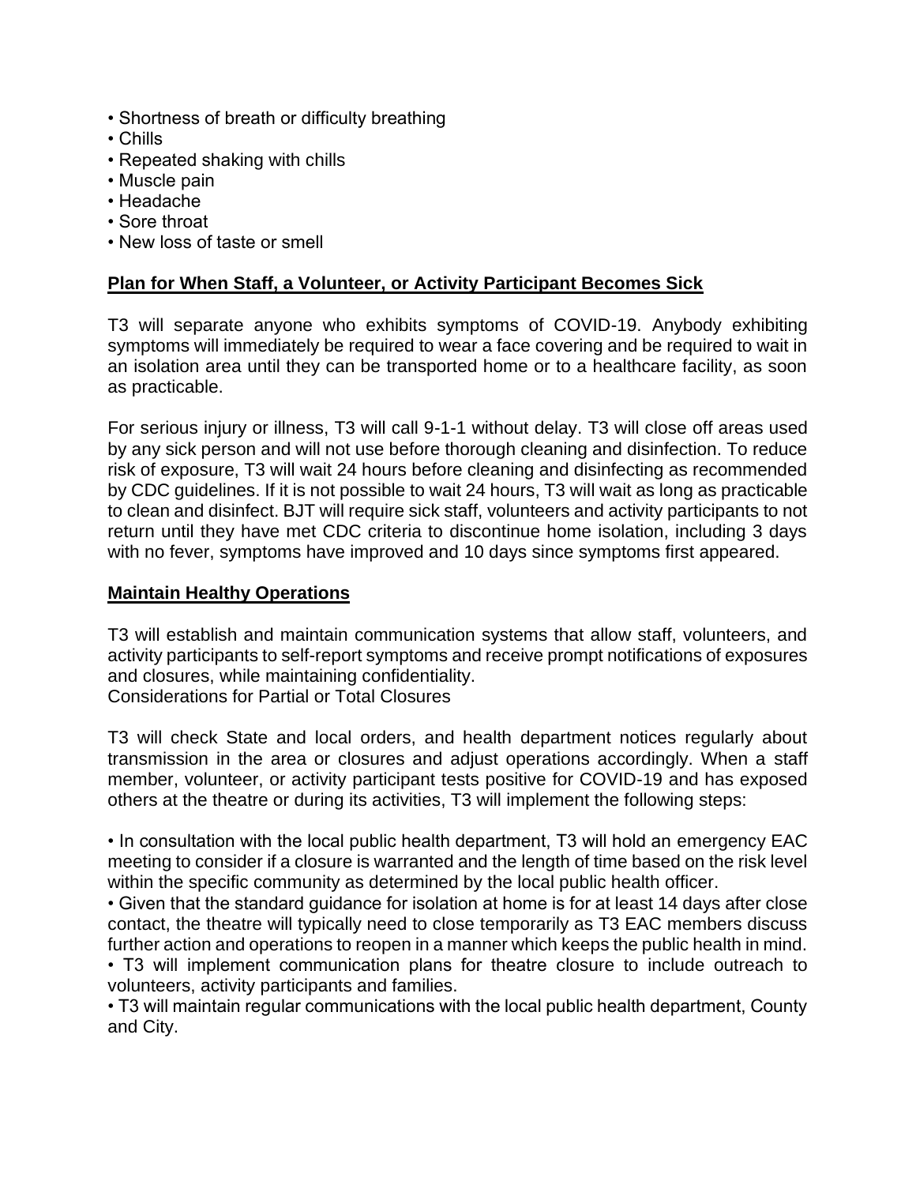- Shortness of breath or difficulty breathing
- Chills
- Repeated shaking with chills
- Muscle pain
- Headache
- Sore throat
- New loss of taste or smell

## Plan for When Staff, a Volunteer, or Activity Participant Becomes Sick

T3 will separate anyone who exhibits symptoms of COVID-19. Anybody exhibiting symptoms will immediately be required to wear a face covering and be required to wait in an isolation area until they can be transported home or to a healthcare facility, as soon as practicable.

For serious injury or illness, T3 will call 9-1-1 without delay. T3 will close off areas used by any sick person and will not use before thorough cleaning and disinfection. To reduce risk of exposure, T3 will wait 24 hours before cleaning and disinfecting as recommended by CDC guidelines. If it is not possible to wait 24 hours, T3 will wait as long as practicable to clean and disinfect. BJT will require sick staff, volunteers and activity participants to not return until they have met CDC criteria to discontinue home isolation, including 3 days with no fever, symptoms have improved and 10 days since symptoms first appeared.

## Maintain Healthy Operations

T3 will establish and maintain communication systems that allow staff, volunteers, and activity participants to self-report symptoms and receive prompt notifications of exposures and closures, while maintaining confidentiality.
Considerations for Partial or Total Closures

T3 will check State and local orders, and health department notices regularly about transmission in the area or closures and adjust operations accordingly. When a staff member, volunteer, or activity participant tests positive for COVID-19 and has exposed others at the theatre or during its activities, T3 will implement the following steps:

- In consultation with the local public health department, T3 will hold an emergency EAC meeting to consider if a closure is warranted and the length of time based on the risk level within the specific community as determined by the local public health officer.
- Given that the standard guidance for isolation at home is for at least 14 days after close contact, the theatre will typically need to close temporarily as T3 EAC members discuss further action and operations to reopen in a manner which keeps the public health in mind.
- T3 will implement communication plans for theatre closure to include outreach to volunteers, activity participants and families.
- T3 will maintain regular communications with the local public health department, County and City.